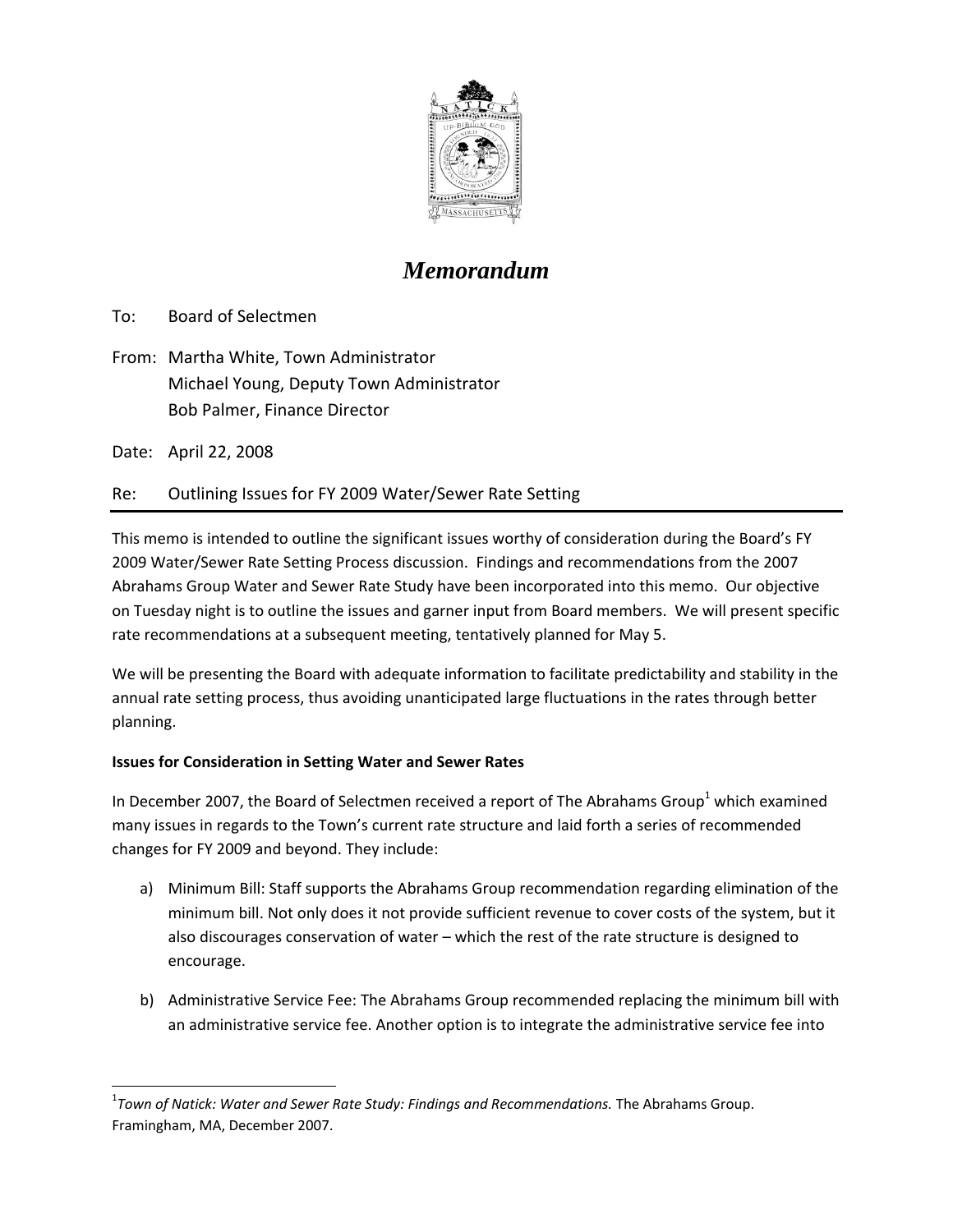# *Memorandum*

To: Board of Selectmen

From: Martha White, Town Administrator
Michael Young, Deputy Town Administrator
Bob Palmer, Finance Director

Date: April 22, 2008

Re: Outlining Issues for FY 2009 Water/Sewer Rate Setting

---

This memo is intended to outline the significant issues worthy of consideration during the Board's FY 2009 Water/Sewer Rate Setting Process discussion. Findings and recommendations from the 2007 Abrahams Group Water and Sewer Rate Study have been incorporated into this memo. Our objective on Tuesday night is to outline the issues and garner input from Board members. We will present specific rate recommendations at a subsequent meeting, tentatively planned for May 5.

We will be presenting the Board with adequate information to facilitate predictability and stability in the annual rate setting process, thus avoiding unanticipated large fluctuations in the rates through better planning.

**Issues for Consideration in Setting Water and Sewer Rates**

In December 2007, the Board of Selectmen received a report of The Abrahams Group[1] which examined many issues in regards to the Town's current rate structure and laid forth a series of recommended changes for FY 2009 and beyond. They include:

a) Minimum Bill: Staff supports the Abrahams Group recommendation regarding elimination of the minimum bill. Not only does it not provide sufficient revenue to cover costs of the system, but it also discourages conservation of water – which the rest of the rate structure is designed to encourage.

b) Administrative Service Fee: The Abrahams Group recommended replacing the minimum bill with an administrative service fee. Another option is to integrate the administrative service fee into

---

[1] *Town of Natick: Water and Sewer Rate Study: Findings and Recommendations.* The Abrahams Group. Framingham, MA, December 2007.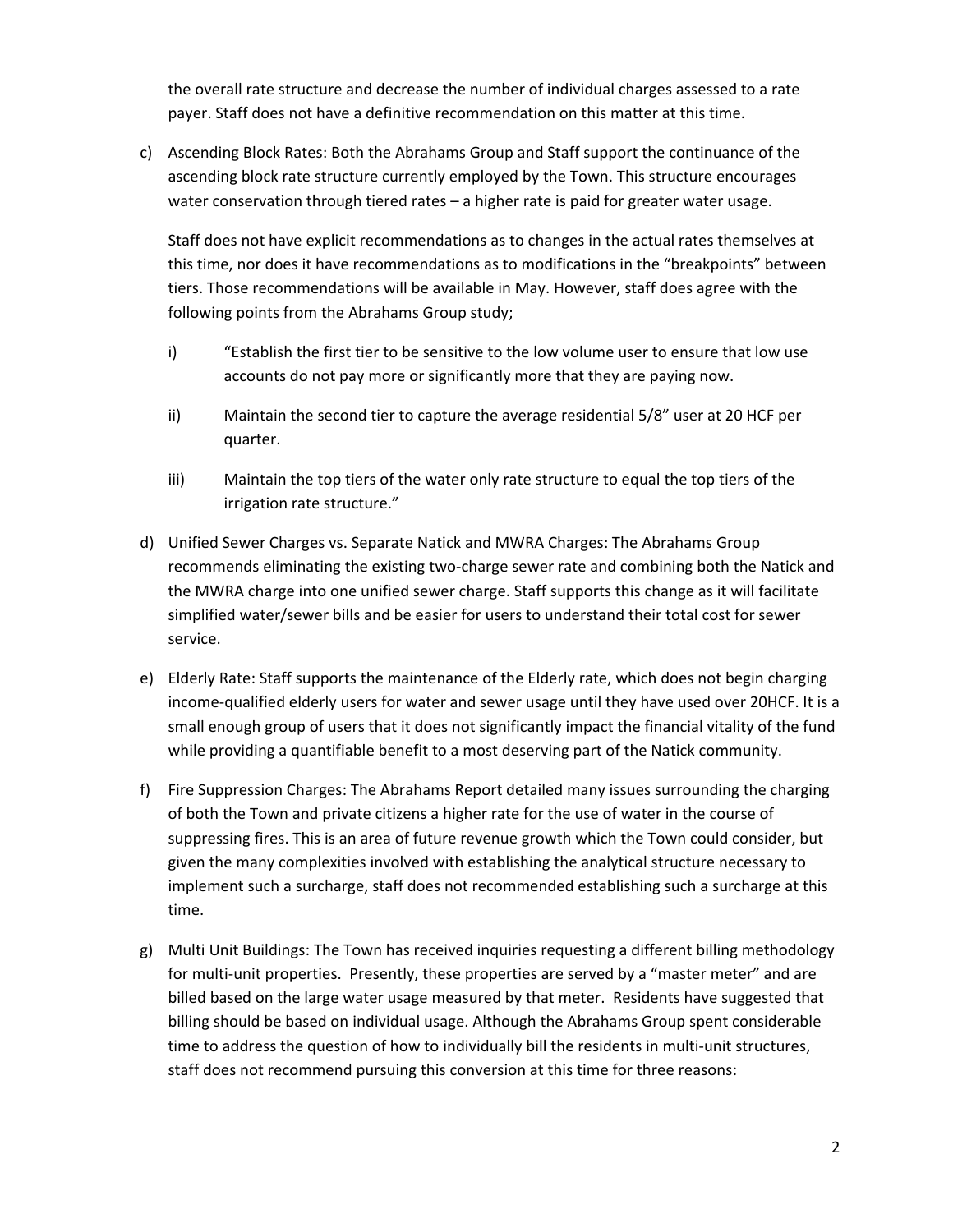the overall rate structure and decrease the number of individual charges assessed to a rate payer. Staff does not have a definitive recommendation on this matter at this time.

c) Ascending Block Rates: Both the Abrahams Group and Staff support the continuance of the ascending block rate structure currently employed by the Town. This structure encourages water conservation through tiered rates – a higher rate is paid for greater water usage.

   Staff does not have explicit recommendations as to changes in the actual rates themselves at this time, nor does it have recommendations as to modifications in the "breakpoints" between tiers. Those recommendations will be available in May. However, staff does agree with the following points from the Abrahams Group study;

   i) "Establish the first tier to be sensitive to the low volume user to ensure that low use accounts do not pay more or significantly more that they are paying now.

   ii) Maintain the second tier to capture the average residential 5/8" user at 20 HCF per quarter.

   iii) Maintain the top tiers of the water only rate structure to equal the top tiers of the irrigation rate structure."

d) Unified Sewer Charges vs. Separate Natick and MWRA Charges: The Abrahams Group recommends eliminating the existing two-charge sewer rate and combining both the Natick and the MWRA charge into one unified sewer charge. Staff supports this change as it will facilitate simplified water/sewer bills and be easier for users to understand their total cost for sewer service.

e) Elderly Rate: Staff supports the maintenance of the Elderly rate, which does not begin charging income-qualified elderly users for water and sewer usage until they have used over 20HCF. It is a small enough group of users that it does not significantly impact the financial vitality of the fund while providing a quantifiable benefit to a most deserving part of the Natick community.

f) Fire Suppression Charges: The Abrahams Report detailed many issues surrounding the charging of both the Town and private citizens a higher rate for the use of water in the course of suppressing fires. This is an area of future revenue growth which the Town could consider, but given the many complexities involved with establishing the analytical structure necessary to implement such a surcharge, staff does not recommended establishing such a surcharge at this time.

g) Multi Unit Buildings: The Town has received inquiries requesting a different billing methodology for multi-unit properties. Presently, these properties are served by a "master meter" and are billed based on the large water usage measured by that meter. Residents have suggested that billing should be based on individual usage. Although the Abrahams Group spent considerable time to address the question of how to individually bill the residents in multi-unit structures, staff does not recommend pursuing this conversion at this time for three reasons: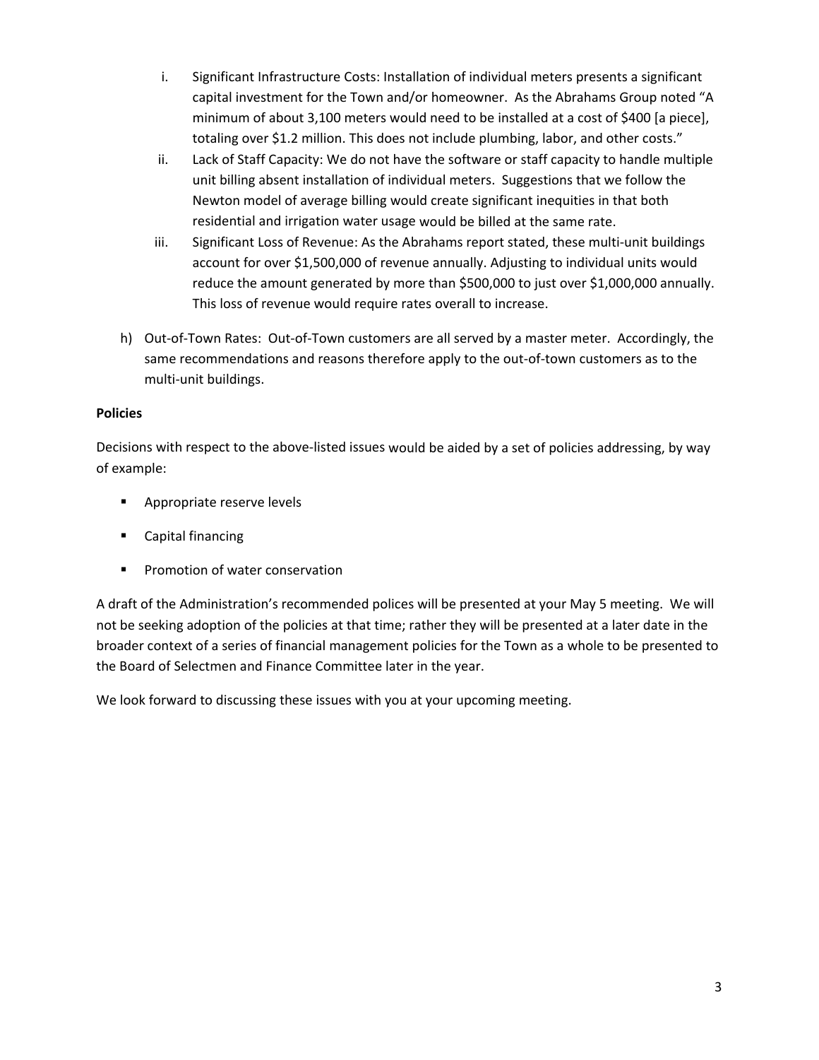i. Significant Infrastructure Costs: Installation of individual meters presents a significant capital investment for the Town and/or homeowner. As the Abrahams Group noted "A minimum of about 3,100 meters would need to be installed at a cost of $400 [a piece], totaling over $1.2 million. This does not include plumbing, labor, and other costs."

ii. Lack of Staff Capacity: We do not have the software or staff capacity to handle multiple unit billing absent installation of individual meters. Suggestions that we follow the Newton model of average billing would create significant inequities in that both residential and irrigation water usage would be billed at the same rate.

iii. Significant Loss of Revenue: As the Abrahams report stated, these multi-unit buildings account for over $1,500,000 of revenue annually. Adjusting to individual units would reduce the amount generated by more than $500,000 to just over $1,000,000 annually. This loss of revenue would require rates overall to increase.

h) Out-of-Town Rates: Out-of-Town customers are all served by a master meter. Accordingly, the same recommendations and reasons therefore apply to the out-of-town customers as to the multi-unit buildings.

**Policies**

Decisions with respect to the above-listed issues would be aided by a set of policies addressing, by way of example:

- Appropriate reserve levels
- Capital financing
- Promotion of water conservation

A draft of the Administration's recommended polices will be presented at your May 5 meeting. We will not be seeking adoption of the policies at that time; rather they will be presented at a later date in the broader context of a series of financial management policies for the Town as a whole to be presented to the Board of Selectmen and Finance Committee later in the year.

We look forward to discussing these issues with you at your upcoming meeting.